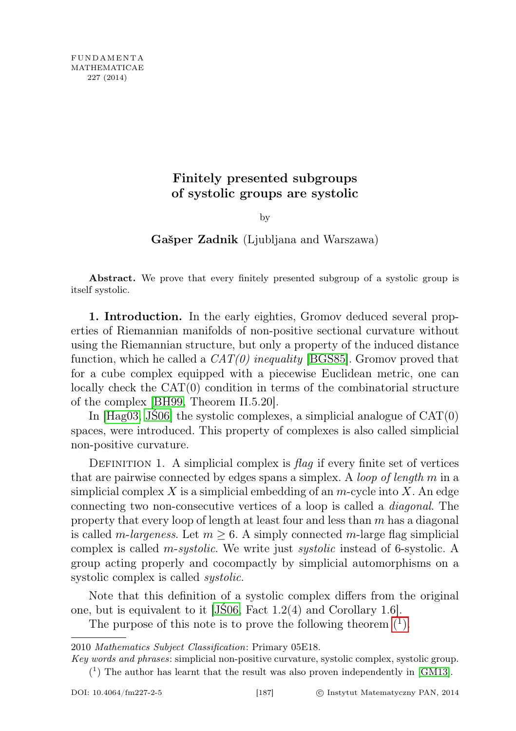# Finitely presented subgroups of systolic groups are systolic

by

**Gašper Zadnik** (Ljubljana and Warszawa)

**Abstract.** We prove that every finitely presented subgroup of a systolic group is itself systolic.

**1. Introduction.** In the early eighties, Gromov deduced several properties of Riemannian manifolds of non-positive sectional curvature without using the Riemannian structure, but only a property of the induced distance function, which he called a *CAT(0) inequality* [BGS85]. Gromov proved that for a cube complex equipped with a piecewise Euclidean metric, one can locally check the CAT(0) condition in terms of the combinatorial structure of the complex [BH99, Theorem II.5.20].

In [Hag03, JŚ06] the systolic complexes, a simplicial analogue of CAT(0) spaces, were introduced. This property of complexes is also called simplicial non-positive curvature.

Definition 1. A simplicial complex is *flag* if every finite set of vertices that are pairwise connected by edges spans a simplex. A *loop of length* $m$ in a simplicial complex $X$ is a simplicial embedding of an $m$-cycle into $X$. An edge connecting two non-consecutive vertices of a loop is called a *diagonal*. The property that every loop of length at least four and less than $m$ has a diagonal is called $m$*-largeness*. Let $m \geq 6$. A simply connected $m$-large flag simplicial complex is called $m$*-systolic*. We write just *systolic* instead of 6-systolic. A group acting properly and cocompactly by simplicial automorphisms on a systolic complex is called *systolic*.

Note that this definition of a systolic complex differs from the original one, but is equivalent to it [JŚ06, Fact 1.2(4) and Corollary 1.6].

The purpose of this note is to prove the following theorem [1].

2010 *Mathematics Subject Classification*: Primary 05E18.

*Key words and phrases*: simplicial non-positive curvature, systolic complex, systolic group.

[1] The author has learnt that the result was also proven independently in [GM13].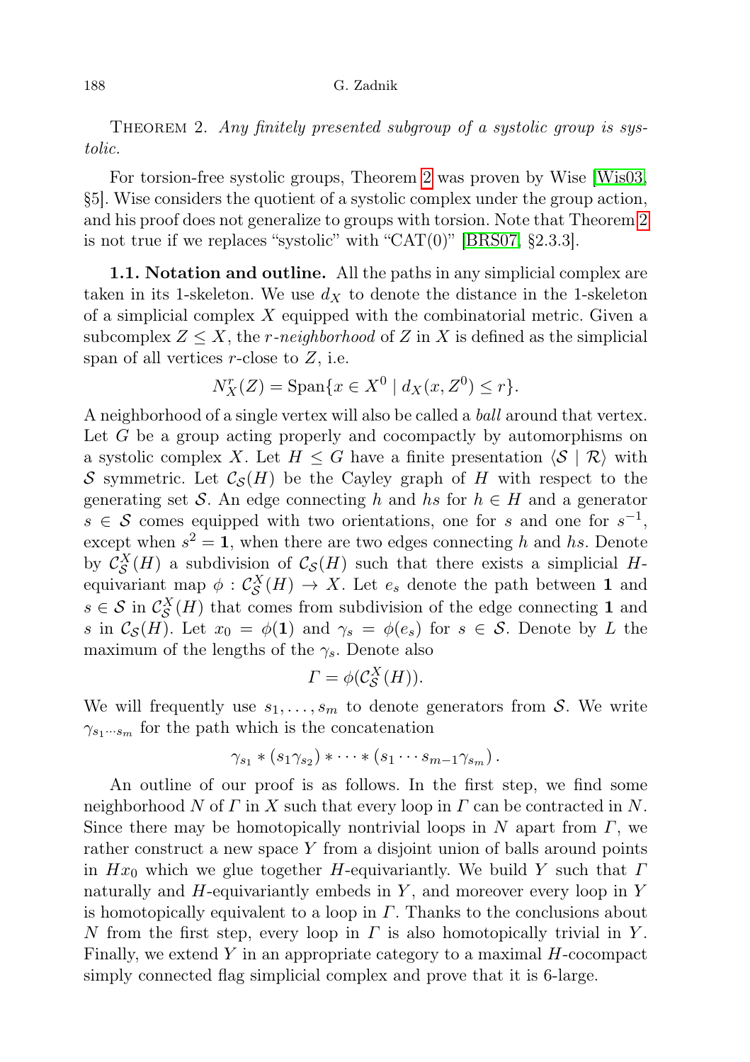THEOREM 2. *Any finitely presented subgroup of a systolic group is systolic.*

For torsion-free systolic groups, Theorem 2 was proven by Wise [Wis03, §5]. Wise considers the quotient of a systolic complex under the group action, and his proof does not generalize to groups with torsion. Note that Theorem 2 is not true if we replaces "systolic" with "CAT(0)" [BRS07, §2.3.3].

**1.1. Notation and outline.** All the paths in any simplicial complex are taken in its 1-skeleton. We use $d_X$ to denote the distance in the 1-skeleton of a simplicial complex $X$ equipped with the combinatorial metric. Given a subcomplex $Z \leq X$, the *r-neighborhood* of $Z$ in $X$ is defined as the simplicial span of all vertices $r$-close to $Z$, i.e.

$$N_X^r(Z) = \mathrm{Span}\{x \in X^0 \mid d_X(x, Z^0) \leq r\}.$$

A neighborhood of a single vertex will also be called a *ball* around that vertex. Let $G$ be a group acting properly and cocompactly by automorphisms on a systolic complex $X$. Let $H \leq G$ have a finite presentation $\langle \mathcal{S} \mid \mathcal{R} \rangle$ with $\mathcal{S}$ symmetric. Let $\mathcal{C}_{\mathcal{S}}(H)$ be the Cayley graph of $H$ with respect to the generating set $\mathcal{S}$. An edge connecting $h$ and $hs$ for $h \in H$ and a generator $s \in \mathcal{S}$ comes equipped with two orientations, one for $s$ and one for $s^{-1}$, except when $s^2 = \mathbf{1}$, when there are two edges connecting $h$ and $hs$. Denote by $\mathcal{C}_{\mathcal{S}}^X(H)$ a subdivision of $\mathcal{C}_{\mathcal{S}}(H)$ such that there exists a simplicial $H$-equivariant map $\phi : \mathcal{C}_{\mathcal{S}}^X(H) \to X$. Let $e_s$ denote the path between $\mathbf{1}$ and $s \in \mathcal{S}$ in $\mathcal{C}_{\mathcal{S}}^X(H)$ that comes from subdivision of the edge connecting $\mathbf{1}$ and $s$ in $\mathcal{C}_{\mathcal{S}}(H)$. Let $x_0 = \phi(\mathbf{1})$ and $\gamma_s = \phi(e_s)$ for $s \in \mathcal{S}$. Denote by $L$ the maximum of the lengths of the $\gamma_s$. Denote also

$$\Gamma = \phi(\mathcal{C}_{\mathcal{S}}^X(H)).$$

We will frequently use $s_1, \ldots, s_m$ to denote generators from $\mathcal{S}$. We write $\gamma_{s_1 \cdots s_m}$ for the path which is the concatenation

$$\gamma_{s_1} * (s_1 \gamma_{s_2}) * \cdots * (s_1 \cdots s_{m-1} \gamma_{s_m}).$$

An outline of our proof is as follows. In the first step, we find some neighborhood $N$ of $\Gamma$ in $X$ such that every loop in $\Gamma$ can be contracted in $N$. Since there may be homotopically nontrivial loops in $N$ apart from $\Gamma$, we rather construct a new space $Y$ from a disjoint union of balls around points in $Hx_0$ which we glue together $H$-equivariantly. We build $Y$ such that $\Gamma$ naturally and $H$-equivariantly embeds in $Y$, and moreover every loop in $Y$ is homotopically equivalent to a loop in $\Gamma$. Thanks to the conclusions about $N$ from the first step, every loop in $\Gamma$ is also homotopically trivial in $Y$. Finally, we extend $Y$ in an appropriate category to a maximal $H$-cocompact simply connected flag simplicial complex and prove that it is 6-large.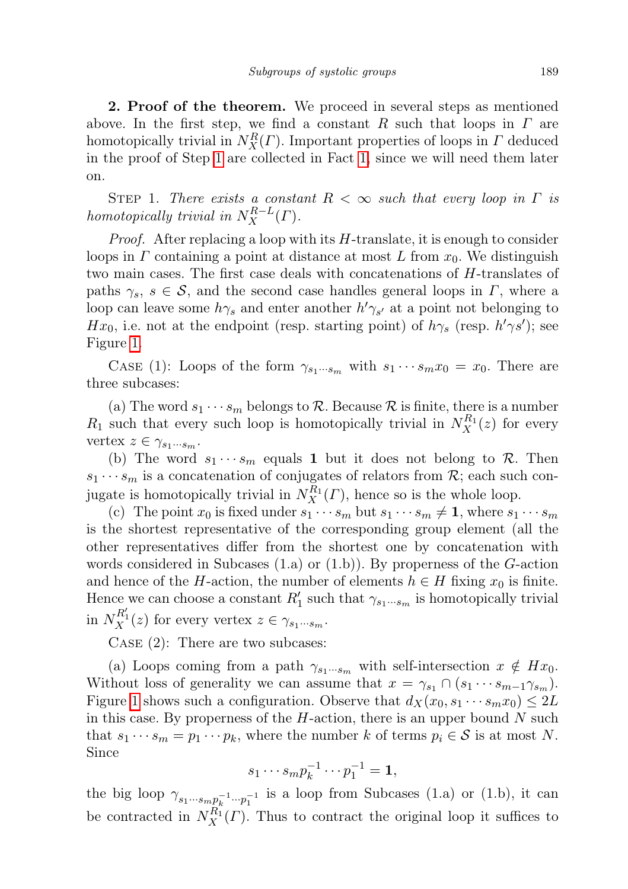**2. Proof of the theorem.** We proceed in several steps as mentioned above. In the first step, we find a constant $R$ such that loops in $\Gamma$ are homotopically trivial in $N_X^R(\Gamma)$. Important properties of loops in $\Gamma$ deduced in the proof of Step 1 are collected in Fact 1, since we will need them later on.

Step 1. *There exists a constant $R < \infty$ such that every loop in $\Gamma$ is homotopically trivial in $N_X^{R-L}(\Gamma)$.*

*Proof.* After replacing a loop with its $H$-translate, it is enough to consider loops in $\Gamma$ containing a point at distance at most $L$ from $x_0$. We distinguish two main cases. The first case deals with concatenations of $H$-translates of paths $\gamma_s$, $s \in \mathcal{S}$, and the second case handles general loops in $\Gamma$, where a loop can leave some $h\gamma_s$ and enter another $h'\gamma_{s'}$ at a point not belonging to $Hx_0$, i.e. not at the endpoint (resp. starting point) of $h\gamma_s$ (resp. $h'\gamma s'$); see Figure 1.

Case (1): Loops of the form $\gamma_{s_1 \cdots s_m}$ with $s_1 \cdots s_m x_0 = x_0$. There are three subcases:

(a) The word $s_1 \cdots s_m$ belongs to $\mathcal{R}$. Because $\mathcal{R}$ is finite, there is a number $R_1$ such that every such loop is homotopically trivial in $N_X^{R_1}(z)$ for every vertex $z \in \gamma_{s_1 \cdots s_m}$.

(b) The word $s_1 \cdots s_m$ equals $\mathbf{1}$ but it does not belong to $\mathcal{R}$. Then $s_1 \cdots s_m$ is a concatenation of conjugates of relators from $\mathcal{R}$; each such conjugate is homotopically trivial in $N_X^{R_1}(\Gamma)$, hence so is the whole loop.

(c) The point $x_0$ is fixed under $s_1 \cdots s_m$ but $s_1 \cdots s_m \neq \mathbf{1}$, where $s_1 \cdots s_m$ is the shortest representative of the corresponding group element (all the other representatives differ from the shortest one by concatenation with words considered in Subcases (1.a) or (1.b)). By properness of the $G$-action and hence of the $H$-action, the number of elements $h \in H$ fixing $x_0$ is finite. Hence we can choose a constant $R_1'$ such that $\gamma_{s_1 \cdots s_m}$ is homotopically trivial in $N_X^{R_1'}(z)$ for every vertex $z \in \gamma_{s_1 \cdots s_m}$.

Case (2): There are two subcases:

(a) Loops coming from a path $\gamma_{s_1 \cdots s_m}$ with self-intersection $x \notin Hx_0$. Without loss of generality we can assume that $x = \gamma_{s_1} \cap (s_1 \cdots s_{m-1}\gamma_{s_m})$. Figure 1 shows such a configuration. Observe that $d_X(x_0, s_1 \cdots s_m x_0) \leq 2L$ in this case. By properness of the $H$-action, there is an upper bound $N$ such that $s_1 \cdots s_m = p_1 \cdots p_k$, where the number $k$ of terms $p_i \in \mathcal{S}$ is at most $N$. Since

$$s_1 \cdots s_m p_k^{-1} \cdots p_1^{-1} = \mathbf{1},$$

the big loop $\gamma_{s_1 \cdots s_m p_k^{-1} \cdots p_1^{-1}}$ is a loop from Subcases (1.a) or (1.b), it can be contracted in $N_X^{R_1}(\Gamma)$. Thus to contract the original loop it suffices to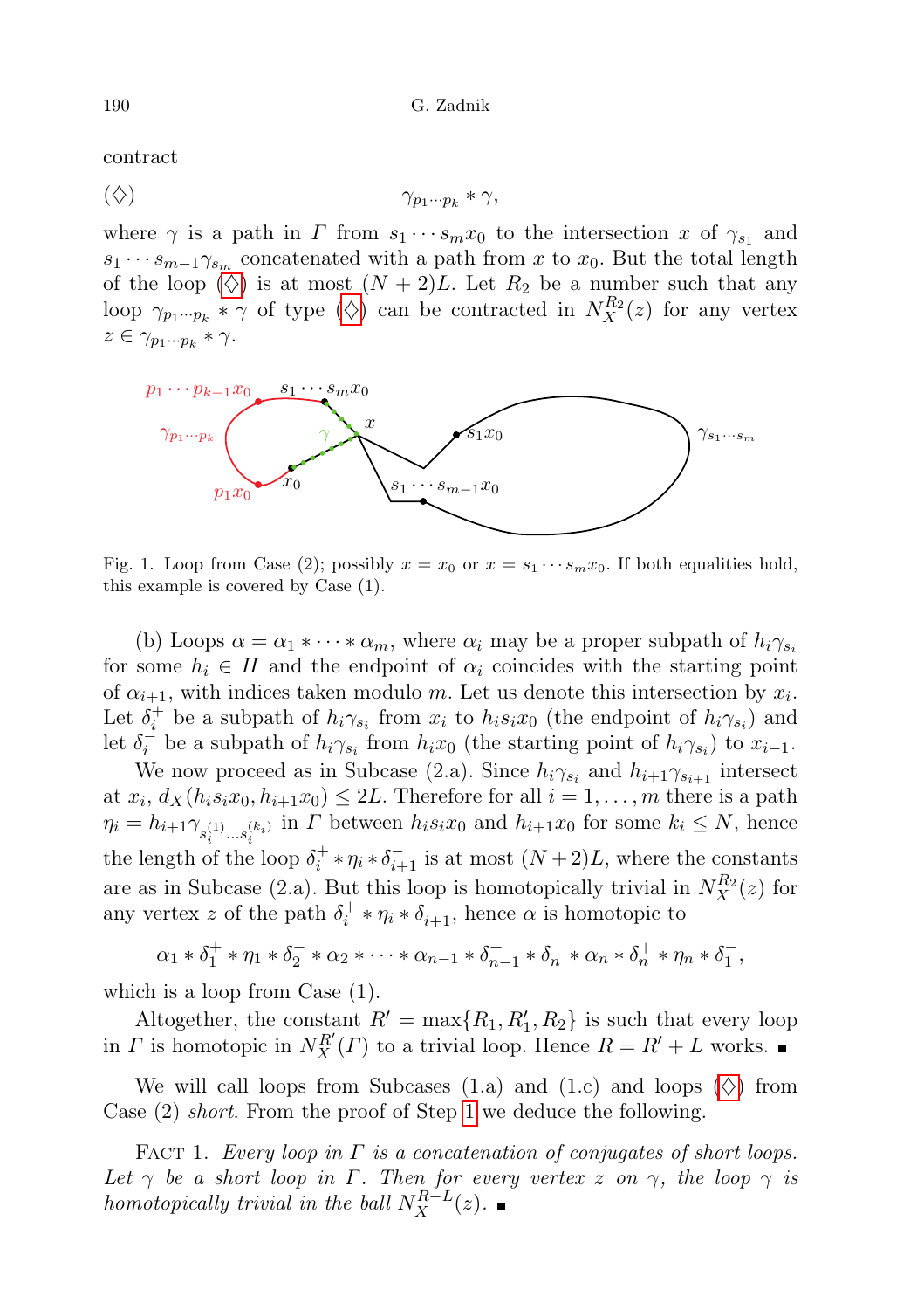contract

$$(\diamondsuit) \qquad \gamma_{p_1\cdots p_k} * \gamma,$$

where $\gamma$ is a path in $\Gamma$ from $s_1\cdots s_m x_0$ to the intersection $x$ of $\gamma_{s_1}$ and $s_1\cdots s_{m-1}\gamma_{s_m}$ concatenated with a path from $x$ to $x_0$. But the total length of the loop ($\diamondsuit$) is at most $(N+2)L$. Let $R_2$ be a number such that any loop $\gamma_{p_1\cdots p_k} * \gamma$ of type ($\diamondsuit$) can be contracted in $N_X^{R_2}(z)$ for any vertex $z \in \gamma_{p_1\cdots p_k} * \gamma$.

Fig. 1. Loop from Case (2); possibly $x = x_0$ or $x = s_1\cdots s_m x_0$. If both equalities hold, this example is covered by Case (1).

(b) Loops $\alpha = \alpha_1 * \cdots * \alpha_m$, where $\alpha_i$ may be a proper subpath of $h_i\gamma_{s_i}$ for some $h_i \in H$ and the endpoint of $\alpha_i$ coincides with the starting point of $\alpha_{i+1}$, with indices taken modulo $m$. Let us denote this intersection by $x_i$. Let $\delta_i^+$ be a subpath of $h_i\gamma_{s_i}$ from $x_i$ to $h_i s_i x_0$ (the endpoint of $h_i\gamma_{s_i}$) and let $\delta_i^-$ be a subpath of $h_i\gamma_{s_i}$ from $h_i x_0$ (the starting point of $h_i\gamma_{s_i}$) to $x_{i-1}$.

We now proceed as in Subcase (2.a). Since $h_i\gamma_{s_i}$ and $h_{i+1}\gamma_{s_{i+1}}$ intersect at $x_i$, $d_X(h_i s_i x_0, h_{i+1}x_0) \le 2L$. Therefore for all $i = 1, \ldots, m$ there is a path $\eta_i = h_{i+1}\gamma_{s_i^{(1)}\cdots s_i^{(k_i)}}$ in $\Gamma$ between $h_i s_i x_0$ and $h_{i+1}x_0$ for some $k_i \le N$, hence the length of the loop $\delta_i^+ * \eta_i * \delta_{i+1}^-$ is at most $(N+2)L$, where the constants are as in Subcase (2.a). But this loop is homotopically trivial in $N_X^{R_2}(z)$ for any vertex $z$ of the path $\delta_i^+ * \eta_i * \delta_{i+1}^-$, hence $\alpha$ is homotopic to

$$\alpha_1 * \delta_1^+ * \eta_1 * \delta_2^- * \alpha_2 * \cdots * \alpha_{n-1} * \delta_{n-1}^+ * \delta_n^- * \alpha_n * \delta_n^+ * \eta_n * \delta_1^-,$$

which is a loop from Case (1).

Altogether, the constant $R' = \max\{R_1, R_1', R_2\}$ is such that every loop in $\Gamma$ is homotopic in $N_X^{R'}(\Gamma)$ to a trivial loop. Hence $R = R' + L$ works. ∎

We will call loops from Subcases (1.a) and (1.c) and loops ($\diamondsuit$) from Case (2) *short*. From the proof of Step 1 we deduce the following.

Fact 1. *Every loop in $\Gamma$ is a concatenation of conjugates of short loops. Let $\gamma$ be a short loop in $\Gamma$. Then for every vertex $z$ on $\gamma$, the loop $\gamma$ is homotopically trivial in the ball $N_X^{R-L}(z)$.* ∎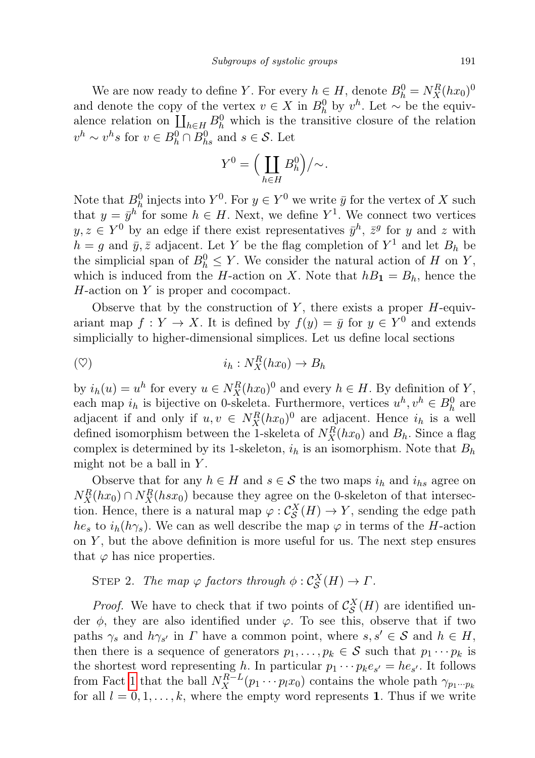We are now ready to define $Y$. For every $h \in H$, denote $B_h^0 = N_X^R(hx_0)^0$ and denote the copy of the vertex $v \in X$ in $B_h^0$ by $v^h$. Let $\sim$ be the equivalence relation on $\coprod_{h\in H} B_h^0$ which is the transitive closure of the relation $v^h \sim v^h s$ for $v \in B_h^0 \cap B_{hs}^0$ and $s \in \mathcal{S}$. Let

$$Y^0 = \Big(\coprod_{h\in H} B_h^0\Big)/\!\sim.$$

Note that $B_h^0$ injects into $Y^0$. For $y \in Y^0$ we write $\bar{y}$ for the vertex of $X$ such that $y = \bar{y}^h$ for some $h \in H$. Next, we define $Y^1$. We connect two vertices $y, z \in Y^0$ by an edge if there exist representatives $\bar{y}^h$, $\bar{z}^g$ for $y$ and $z$ with $h = g$ and $\bar{y}, \bar{z}$ adjacent. Let $Y$ be the flag completion of $Y^1$ and let $B_h$ be the simplicial span of $B_h^0 \le Y$. We consider the natural action of $H$ on $Y$, which is induced from the $H$-action on $X$. Note that $hB_{\mathbf{1}} = B_h$, hence the $H$-action on $Y$ is proper and cocompact.

Observe that by the construction of $Y$, there exists a proper $H$-equivariant map $f : Y \to X$. It is defined by $f(y) = \bar{y}$ for $y \in Y^0$ and extends simplicially to higher-dimensional simplices. Let us define local sections

$$(\heartsuit) \qquad\qquad i_h : N_X^R(hx_0) \to B_h$$

by $i_h(u) = u^h$ for every $u \in N_X^R(hx_0)^0$ and every $h \in H$. By definition of $Y$, each map $i_h$ is bijective on 0-skeleta. Furthermore, vertices $u^h, v^h \in B_h^0$ are adjacent if and only if $u, v \in N_X^R(hx_0)^0$ are adjacent. Hence $i_h$ is a well defined isomorphism between the 1-skeleta of $N_X^R(hx_0)$ and $B_h$. Since a flag complex is determined by its 1-skeleton, $i_h$ is an isomorphism. Note that $B_h$ might not be a ball in $Y$.

Observe that for any $h \in H$ and $s \in \mathcal{S}$ the two maps $i_h$ and $i_{hs}$ agree on $N_X^R(hx_0) \cap N_X^R(hsx_0)$ because they agree on the 0-skeleton of that intersection. Hence, there is a natural map $\varphi : \mathcal{C}_{\mathcal{S}}^X(H) \to Y$, sending the edge path $he_s$ to $i_h(h\gamma_s)$. We can as well describe the map $\varphi$ in terms of the $H$-action on $Y$, but the above definition is more useful for us. The next step ensures that $\varphi$ has nice properties.

Step 2. *The map $\varphi$ factors through $\phi : \mathcal{C}_{\mathcal{S}}^X(H) \to \Gamma$.*

*Proof.* We have to check that if two points of $\mathcal{C}_{\mathcal{S}}^X(H)$ are identified under $\phi$, they are also identified under $\varphi$. To see this, observe that if two paths $\gamma_s$ and $h\gamma_{s'}$ in $\Gamma$ have a common point, where $s, s' \in \mathcal{S}$ and $h \in H$, then there is a sequence of generators $p_1, \ldots, p_k \in \mathcal{S}$ such that $p_1 \cdots p_k$ is the shortest word representing $h$. In particular $p_1 \cdots p_k e_{s'} = he_{s'}$. It follows from Fact 1 that the ball $N_X^{R-L}(p_1 \cdots p_l x_0)$ contains the whole path $\gamma_{p_1\cdots p_k}$ for all $l = 0, 1, \ldots, k$, where the empty word represents $\mathbf{1}$. Thus if we write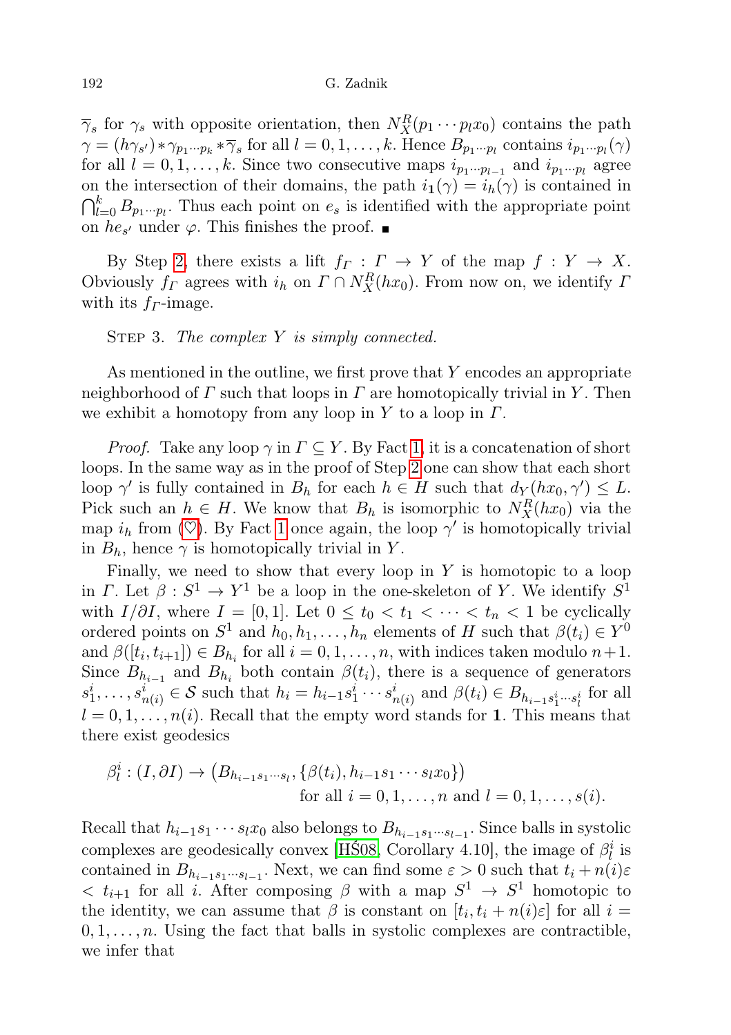$\overline{\gamma}_s$ for $\gamma_s$ with opposite orientation, then $N_X^R(p_1 \cdots p_l x_0)$ contains the path $\gamma = (h\gamma_{s'}) * \gamma_{p_1 \cdots p_k} * \overline{\gamma}_s$ for all $l = 0, 1, \ldots, k$. Hence $B_{p_1 \cdots p_l}$ contains $i_{p_1 \cdots p_l}(\gamma)$ for all $l = 0, 1, \ldots, k$. Since two consecutive maps $i_{p_1 \cdots p_{l-1}}$ and $i_{p_1 \cdots p_l}$ agree on the intersection of their domains, the path $i_{\mathbf{1}}(\gamma) = i_h(\gamma)$ is contained in $\bigcap_{l=0}^{k} B_{p_1 \cdots p_l}$. Thus each point on $e_s$ is identified with the appropriate point on $he_{s'}$ under $\varphi$. This finishes the proof. ∎

By Step 2, there exists a lift $f_\Gamma : \Gamma \to Y$ of the map $f : Y \to X$. Obviously $f_\Gamma$ agrees with $i_h$ on $\Gamma \cap N_X^R(hx_0)$. From now on, we identify $\Gamma$ with its $f_\Gamma$-image.

Step 3. *The complex $Y$ is simply connected.*

As mentioned in the outline, we first prove that $Y$ encodes an appropriate neighborhood of $\Gamma$ such that loops in $\Gamma$ are homotopically trivial in $Y$. Then we exhibit a homotopy from any loop in $Y$ to a loop in $\Gamma$.

*Proof.* Take any loop $\gamma$ in $\Gamma \subseteq Y$. By Fact 1, it is a concatenation of short loops. In the same way as in the proof of Step 2 one can show that each short loop $\gamma'$ is fully contained in $B_h$ for each $h \in H$ such that $d_Y(hx_0, \gamma') \le L$. Pick such an $h \in H$. We know that $B_h$ is isomorphic to $N_X^R(hx_0)$ via the map $i_h$ from (♡). By Fact 1 once again, the loop $\gamma'$ is homotopically trivial in $B_h$, hence $\gamma$ is homotopically trivial in $Y$.

Finally, we need to show that every loop in $Y$ is homotopic to a loop in $\Gamma$. Let $\beta : S^1 \to Y^1$ be a loop in the one-skeleton of $Y$. We identify $S^1$ with $I/\partial I$, where $I = [0, 1]$. Let $0 \le t_0 < t_1 < \cdots < t_n < 1$ be cyclically ordered points on $S^1$ and $h_0, h_1, \ldots, h_n$ elements of $H$ such that $\beta(t_i) \in Y^0$ and $\beta([t_i, t_{i+1}]) \in B_{h_i}$ for all $i = 0, 1, \ldots, n$, with indices taken modulo $n+1$. Since $B_{h_{i-1}}$ and $B_{h_i}$ both contain $\beta(t_i)$, there is a sequence of generators $s_1^i, \ldots, s_{n(i)}^i \in \mathcal{S}$ such that $h_i = h_{i-1} s_1^i \cdots s_{n(i)}^i$ and $\beta(t_i) \in B_{h_{i-1} s_1^i \cdots s_l^i}$ for all $l = 0, 1, \ldots, n(i)$. Recall that the empty word stands for $\mathbf{1}$. This means that there exist geodesics

$$\beta_l^i : (I, \partial I) \to \big(B_{h_{i-1} s_1 \cdots s_l}, \{\beta(t_i), h_{i-1} s_1 \cdots s_l x_0\}\big) \quad \text{for all } i = 0, 1, \ldots, n \text{ and } l = 0, 1, \ldots, s(i).$$

Recall that $h_{i-1} s_1 \cdots s_l x_0$ also belongs to $B_{h_{i-1} s_1 \cdots s_{l-1}}$. Since balls in systolic complexes are geodesically convex [HŠ08, Corollary 4.10], the image of $\beta_l^i$ is contained in $B_{h_{i-1} s_1 \cdots s_{l-1}}$. Next, we can find some $\varepsilon > 0$ such that $t_i + n(i)\varepsilon < t_{i+1}$ for all $i$. After composing $\beta$ with a map $S^1 \to S^1$ homotopic to the identity, we can assume that $\beta$ is constant on $[t_i, t_i + n(i)\varepsilon]$ for all $i = 0, 1, \ldots, n$. Using the fact that balls in systolic complexes are contractible, we infer that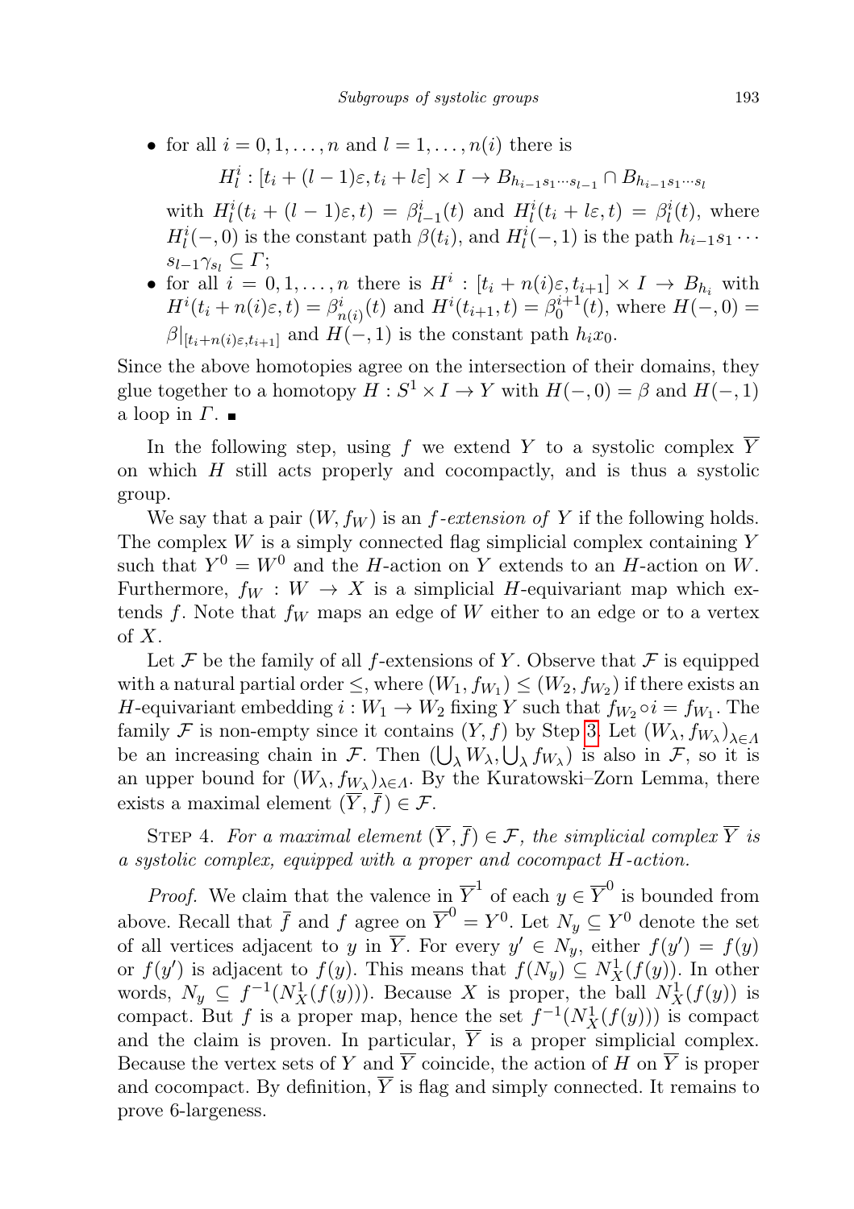- for all $i = 0, 1, \ldots, n$ and $l = 1, \ldots, n(i)$ there is

  $$H_l^i : [t_i + (l-1)\varepsilon, t_i + l\varepsilon] \times I \to B_{h_{i-1}s_1\cdots s_{l-1}} \cap B_{h_{i-1}s_1\cdots s_l}$$

  with $H_l^i(t_i + (l-1)\varepsilon, t) = \beta_{l-1}^i(t)$ and $H_l^i(t_i + l\varepsilon, t) = \beta_l^i(t)$, where $H_l^i(-, 0)$ is the constant path $\beta(t_i)$, and $H_l^i(-, 1)$ is the path $h_{i-1}s_1 \cdots s_{l-1}\gamma_{s_l} \subseteq \Gamma$;
- for all $i = 0, 1, \ldots, n$ there is $H^i : [t_i + n(i)\varepsilon, t_{i+1}] \times I \to B_{h_i}$ with $H^i(t_i + n(i)\varepsilon, t) = \beta_{n(i)}^i(t)$ and $H^i(t_{i+1}, t) = \beta_0^{i+1}(t)$, where $H(-, 0) = \beta|_{[t_i + n(i)\varepsilon, t_{i+1}]}$ and $H(-, 1)$ is the constant path $h_i x_0$.

Since the above homotopies agree on the intersection of their domains, they glue together to a homotopy $H : S^1 \times I \to Y$ with $H(-, 0) = \beta$ and $H(-, 1)$ a loop in $\Gamma$. ∎

In the following step, using $f$ we extend $Y$ to a systolic complex $\overline{Y}$ on which $H$ still acts properly and cocompactly, and is thus a systolic group.

We say that a pair $(W, f_W)$ is an *$f$-extension of $Y$* if the following holds. The complex $W$ is a simply connected flag simplicial complex containing $Y$ such that $Y^0 = W^0$ and the $H$-action on $Y$ extends to an $H$-action on $W$. Furthermore, $f_W : W \to X$ is a simplicial $H$-equivariant map which extends $f$. Note that $f_W$ maps an edge of $W$ either to an edge or to a vertex of $X$.

Let $\mathcal{F}$ be the family of all $f$-extensions of $Y$. Observe that $\mathcal{F}$ is equipped with a natural partial order $\leq$, where $(W_1, f_{W_1}) \leq (W_2, f_{W_2})$ if there exists an $H$-equivariant embedding $i : W_1 \to W_2$ fixing $Y$ such that $f_{W_2} \circ i = f_{W_1}$. The family $\mathcal{F}$ is non-empty since it contains $(Y, f)$ by Step 3. Let $(W_\lambda, f_{W_\lambda})_{\lambda \in \Lambda}$ be an increasing chain in $\mathcal{F}$. Then $(\bigcup_\lambda W_\lambda, \bigcup_\lambda f_{W_\lambda})$ is also in $\mathcal{F}$, so it is an upper bound for $(W_\lambda, f_{W_\lambda})_{\lambda \in \Lambda}$. By the Kuratowski–Zorn Lemma, there exists a maximal element $(\overline{Y}, \overline{f}) \in \mathcal{F}$.

Step 4. *For a maximal element $(\overline{Y}, \overline{f}) \in \mathcal{F}$, the simplicial complex $\overline{Y}$ is a systolic complex, equipped with a proper and cocompact $H$-action.*

*Proof.* We claim that the valence in $\overline{Y}^1$ of each $y \in \overline{Y}^0$ is bounded from above. Recall that $\overline{f}$ and $f$ agree on $\overline{Y}^0 = Y^0$. Let $N_y \subseteq Y^0$ denote the set of all vertices adjacent to $y$ in $\overline{Y}$. For every $y' \in N_y$, either $f(y') = f(y)$ or $f(y')$ is adjacent to $f(y)$. This means that $f(N_y) \subseteq N_X^1(f(y))$. In other words, $N_y \subseteq f^{-1}(N_X^1(f(y)))$. Because $X$ is proper, the ball $N_X^1(f(y))$ is compact. But $f$ is a proper map, hence the set $f^{-1}(N_X^1(f(y)))$ is compact and the claim is proven. In particular, $\overline{Y}$ is a proper simplicial complex. Because the vertex sets of $Y$ and $\overline{Y}$ coincide, the action of $H$ on $\overline{Y}$ is proper and cocompact. By definition, $\overline{Y}$ is flag and simply connected. It remains to prove 6-largeness.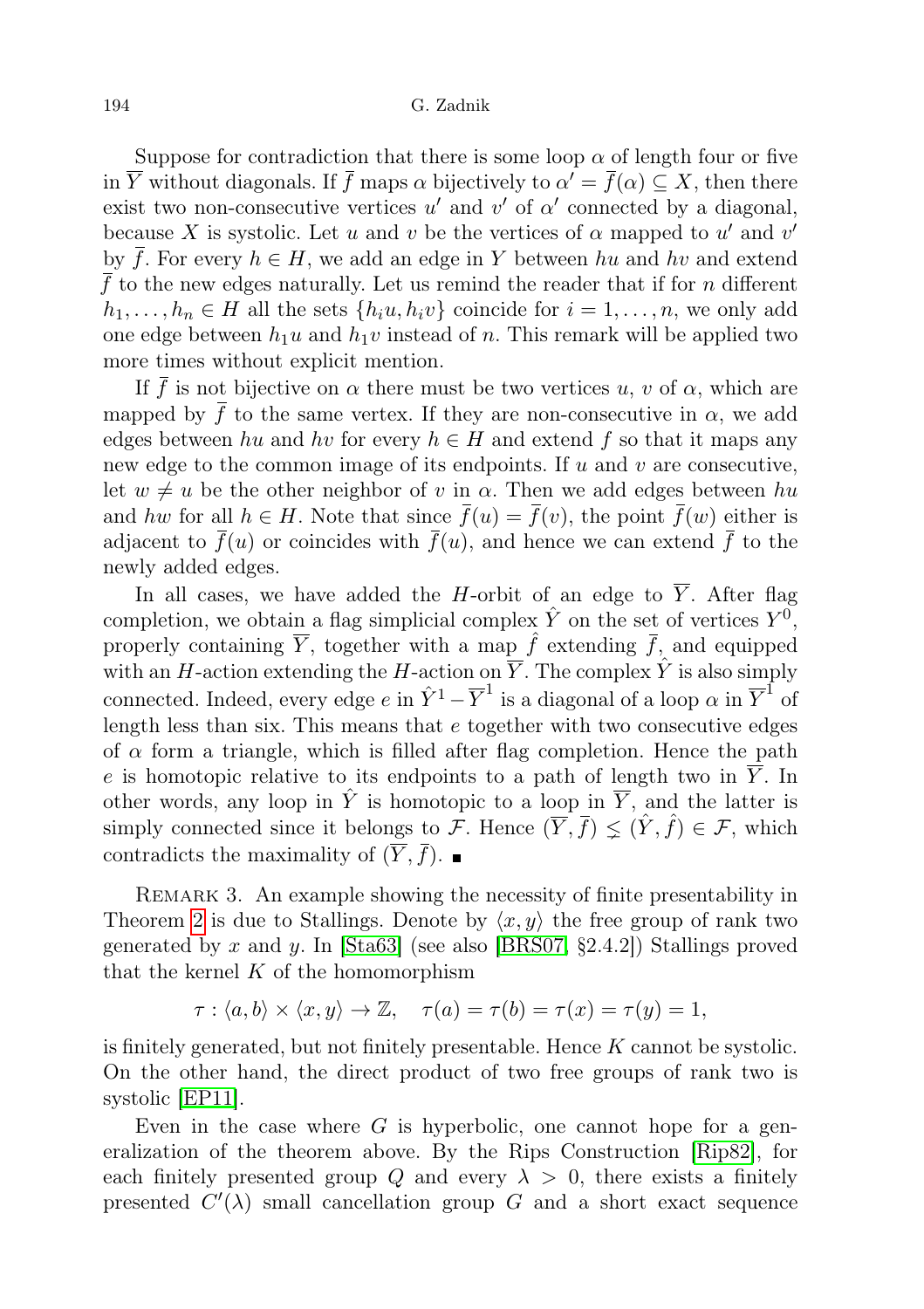Suppose for contradiction that there is some loop $\alpha$ of length four or five in $\overline{Y}$ without diagonals. If $\overline{f}$ maps $\alpha$ bijectively to $\alpha' = \overline{f}(\alpha) \subseteq X$, then there exist two non-consecutive vertices $u'$ and $v'$ of $\alpha'$ connected by a diagonal, because $X$ is systolic. Let $u$ and $v$ be the vertices of $\alpha$ mapped to $u'$ and $v'$ by $\overline{f}$. For every $h \in H$, we add an edge in $Y$ between $hu$ and $hv$ and extend $\overline{f}$ to the new edges naturally. Let us remind the reader that if for $n$ different $h_1, \ldots, h_n \in H$ all the sets $\{h_i u, h_i v\}$ coincide for $i = 1, \ldots, n$, we only add one edge between $h_1 u$ and $h_1 v$ instead of $n$. This remark will be applied two more times without explicit mention.

If $\overline{f}$ is not bijective on $\alpha$ there must be two vertices $u$, $v$ of $\alpha$, which are mapped by $\overline{f}$ to the same vertex. If they are non-consecutive in $\alpha$, we add edges between $hu$ and $hv$ for every $h \in H$ and extend $f$ so that it maps any new edge to the common image of its endpoints. If $u$ and $v$ are consecutive, let $w \neq u$ be the other neighbor of $v$ in $\alpha$. Then we add edges between $hu$ and $hw$ for all $h \in H$. Note that since $\overline{f}(u) = \overline{f}(v)$, the point $\overline{f}(w)$ either is adjacent to $\overline{f}(u)$ or coincides with $\overline{f}(u)$, and hence we can extend $\overline{f}$ to the newly added edges.

In all cases, we have added the $H$-orbit of an edge to $\overline{Y}$. After flag completion, we obtain a flag simplicial complex $\hat{Y}$ on the set of vertices $Y^0$, properly containing $\overline{Y}$, together with a map $\hat{f}$ extending $\overline{f}$, and equipped with an $H$-action extending the $H$-action on $\overline{Y}$. The complex $\hat{Y}$ is also simply connected. Indeed, every edge $e$ in $\hat{Y}^1 - \overline{Y}^1$ is a diagonal of a loop $\alpha$ in $\overline{Y}^1$ of length less than six. This means that $e$ together with two consecutive edges of $\alpha$ form a triangle, which is filled after flag completion. Hence the path $e$ is homotopic relative to its endpoints to a path of length two in $\overline{Y}$. In other words, any loop in $\hat{Y}$ is homotopic to a loop in $\overline{Y}$, and the latter is simply connected since it belongs to $\mathcal{F}$. Hence $(\overline{Y}, \overline{f}) \lneq (\hat{Y}, \hat{f}) \in \mathcal{F}$, which contradicts the maximality of $(\overline{Y}, \overline{f})$. ∎

Remark 3. An example showing the necessity of finite presentability in Theorem 2 is due to Stallings. Denote by $\langle x, y \rangle$ the free group of rank two generated by $x$ and $y$. In [Sta63] (see also [BRS07, §2.4.2]) Stallings proved that the kernel $K$ of the homomorphism

$$\tau : \langle a, b \rangle \times \langle x, y \rangle \to \mathbb{Z}, \quad \tau(a) = \tau(b) = \tau(x) = \tau(y) = 1,$$

is finitely generated, but not finitely presentable. Hence $K$ cannot be systolic. On the other hand, the direct product of two free groups of rank two is systolic [EP11].

Even in the case where $G$ is hyperbolic, one cannot hope for a generalization of the theorem above. By the Rips Construction [Rip82], for each finitely presented group $Q$ and every $\lambda > 0$, there exists a finitely presented $C'(\lambda)$ small cancellation group $G$ and a short exact sequence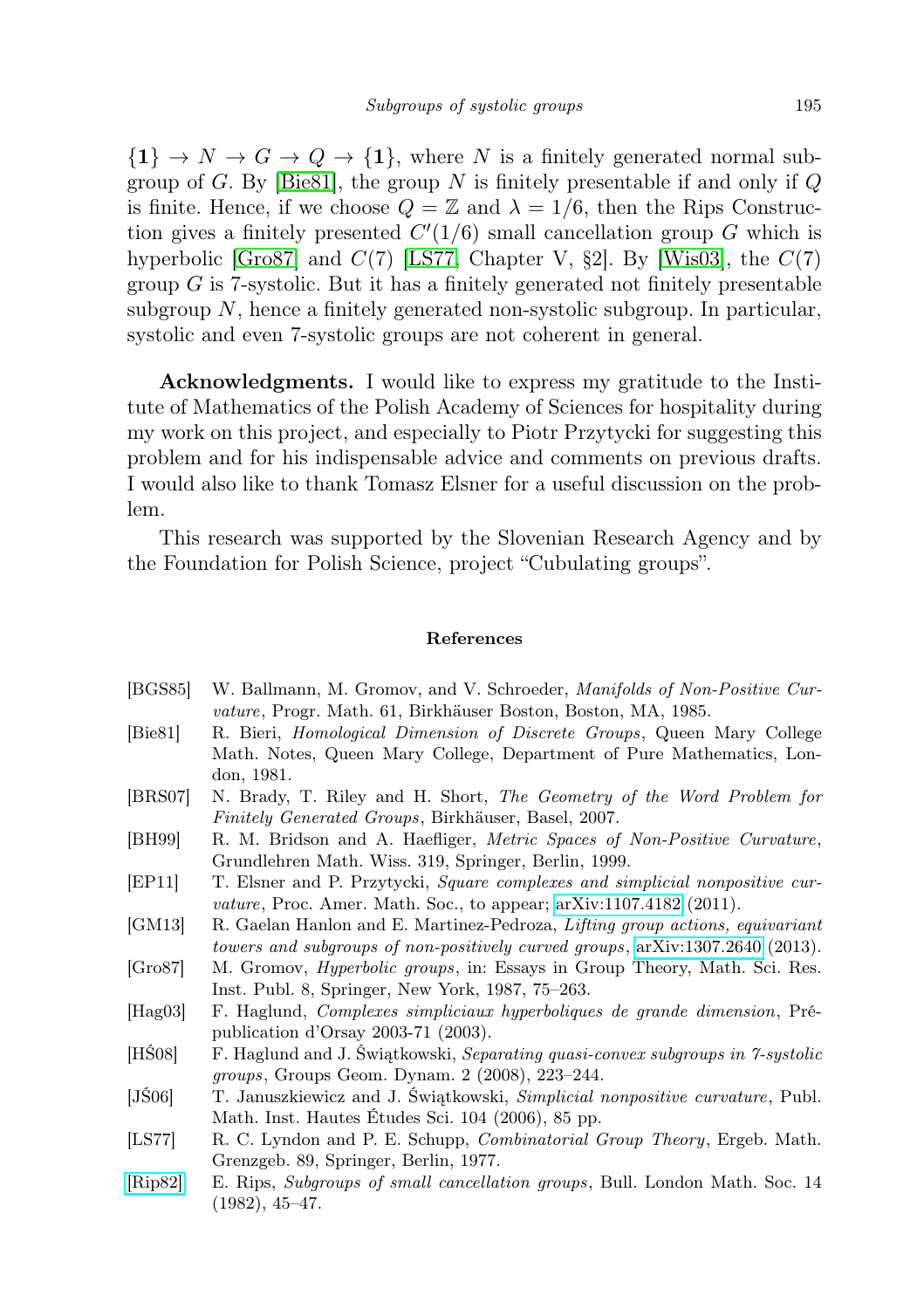$\{\mathbf{1}\} \to N \to G \to Q \to \{\mathbf{1}\}$, where $N$ is a finitely generated normal subgroup of $G$. By [Bie81], the group $N$ is finitely presentable if and only if $Q$ is finite. Hence, if we choose $Q = \mathbb{Z}$ and $\lambda = 1/6$, then the Rips Construction gives a finitely presented $C'(1/6)$ small cancellation group $G$ which is hyperbolic [Gro87] and $C(7)$ [LS77, Chapter V, §2]. By [Wis03], the $C(7)$ group $G$ is 7-systolic. But it has a finitely generated not finitely presentable subgroup $N$, hence a finitely generated non-systolic subgroup. In particular, systolic and even 7-systolic groups are not coherent in general.

**Acknowledgments.** I would like to express my gratitude to the Institute of Mathematics of the Polish Academy of Sciences for hospitality during my work on this project, and especially to Piotr Przytycki for suggesting this problem and for his indispensable advice and comments on previous drafts. I would also like to thank Tomasz Elsner for a useful discussion on the problem.

This research was supported by the Slovenian Research Agency and by the Foundation for Polish Science, project "Cubulating groups".

## References

[BGS85] W. Ballmann, M. Gromov, and V. Schroeder, *Manifolds of Non-Positive Curvature*, Progr. Math. 61, Birkhäuser Boston, Boston, MA, 1985.

[Bie81] R. Bieri, *Homological Dimension of Discrete Groups*, Queen Mary College Math. Notes, Queen Mary College, Department of Pure Mathematics, London, 1981.

[BRS07] N. Brady, T. Riley and H. Short, *The Geometry of the Word Problem for Finitely Generated Groups*, Birkhäuser, Basel, 2007.

[BH99] R. M. Bridson and A. Haefliger, *Metric Spaces of Non-Positive Curvature*, Grundlehren Math. Wiss. 319, Springer, Berlin, 1999.

[EP11] T. Elsner and P. Przytycki, *Square complexes and simplicial nonpositive curvature*, Proc. Amer. Math. Soc., to appear; arXiv:1107.4182 (2011).

[GM13] R. Gaelan Hanlon and E. Martinez-Pedroza, *Lifting group actions, equivariant towers and subgroups of non-positively curved groups*, arXiv:1307.2640 (2013).

[Gro87] M. Gromov, *Hyperbolic groups*, in: Essays in Group Theory, Math. Sci. Res. Inst. Publ. 8, Springer, New York, 1987, 75–263.

[Hag03] F. Haglund, *Complexes simpliciaux hyperboliques de grande dimension*, Prépublication d'Orsay 2003-71 (2003).

[HŚ08] F. Haglund and J. Świątkowski, *Separating quasi-convex subgroups in 7-systolic groups*, Groups Geom. Dynam. 2 (2008), 223–244.

[JŚ06] T. Januszkiewicz and J. Świątkowski, *Simplicial nonpositive curvature*, Publ. Math. Inst. Hautes Études Sci. 104 (2006), 85 pp.

[LS77] R. C. Lyndon and P. E. Schupp, *Combinatorial Group Theory*, Ergeb. Math. Grenzgeb. 89, Springer, Berlin, 1977.

[Rip82] E. Rips, *Subgroups of small cancellation groups*, Bull. London Math. Soc. 14 (1982), 45–47.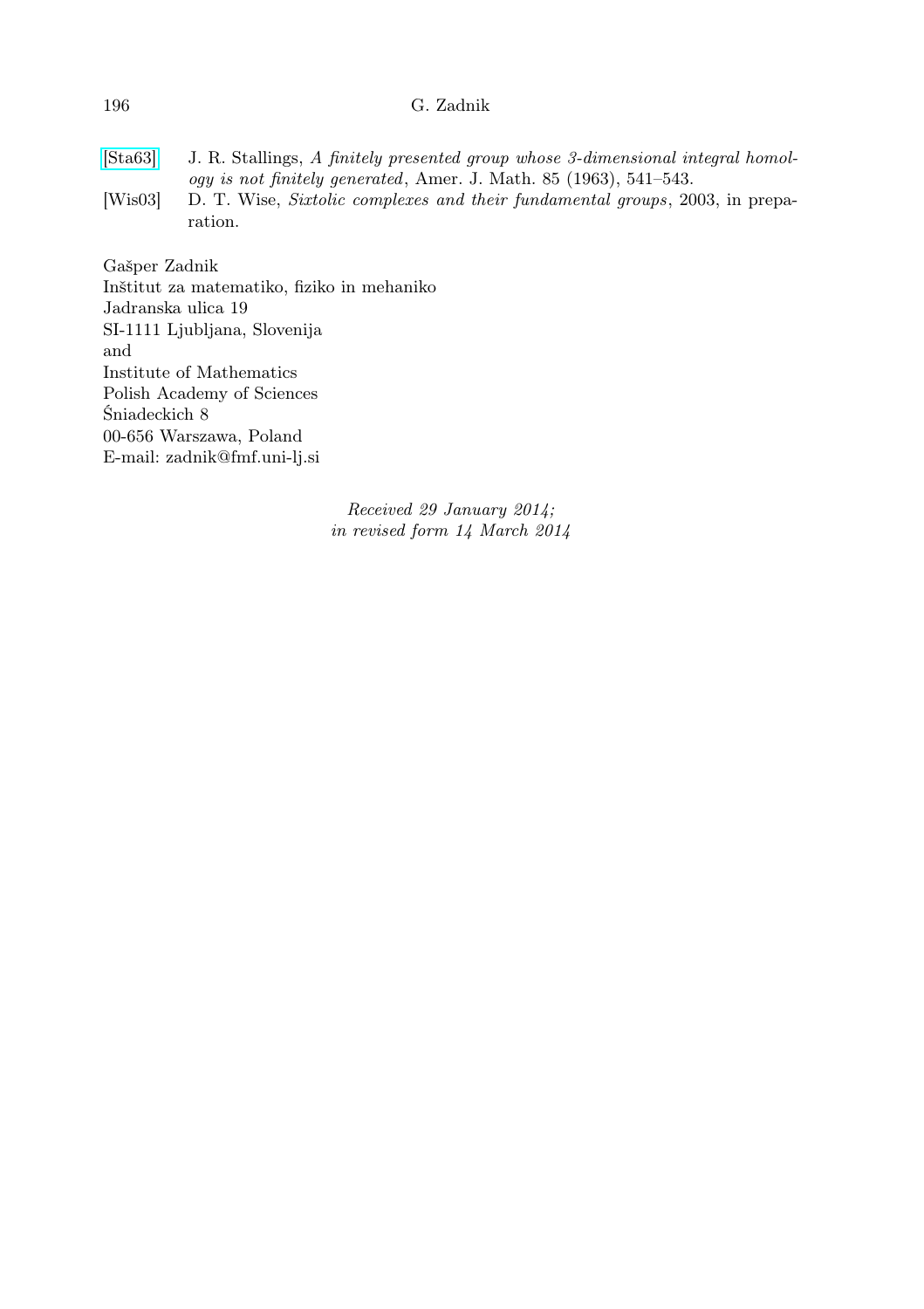[Sta63] J. R. Stallings, *A finitely presented group whose 3-dimensional integral homology is not finitely generated*, Amer. J. Math. 85 (1963), 541–543.

[Wis03] D. T. Wise, *Sixtolic complexes and their fundamental groups*, 2003, in preparation.

Gašper Zadnik  
Inštitut za matematiko, fiziko in mehaniko  
Jadranska ulica 19  
SI-1111 Ljubljana, Slovenija  
and  
Institute of Mathematics  
Polish Academy of Sciences  
Śniadeckich 8  
00-656 Warszawa, Poland  
E-mail: zadnik@fmf.uni-lj.si

*Received 29 January 2014;*  
*in revised form 14 March 2014*